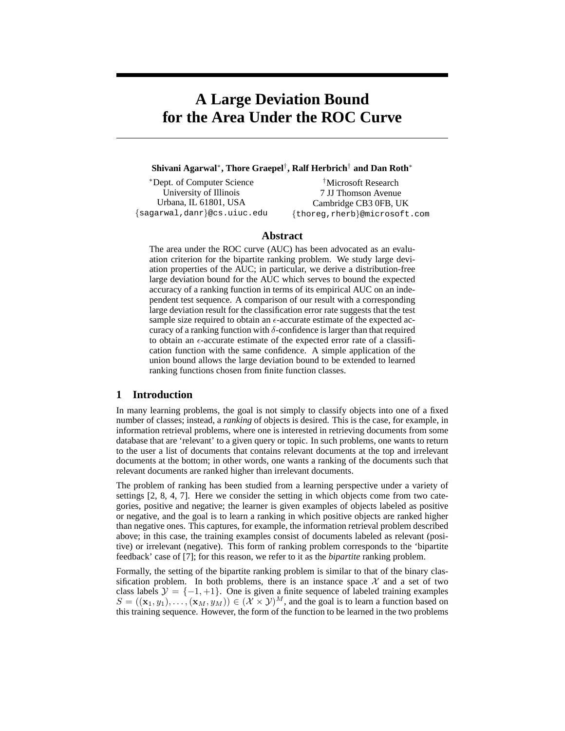# A Large Deviation Bound for the Area Under the ROC Curve

**Shivani Agarwal***, **Thore Graepel**†, **Ralf Herbrich**† **and Dan Roth***

*Dept. of Computer Science
University of Illinois
Urbana, IL 61801, USA
{sagarwal,danr}@cs.uiuc.edu

†Microsoft Research
7 JJ Thomson Avenue
Cambridge CB3 0FB, UK
{thoreg,rherb}@microsoft.com

## Abstract

The area under the ROC curve (AUC) has been advocated as an evaluation criterion for the bipartite ranking problem. We study large deviation properties of the AUC; in particular, we derive a distribution-free large deviation bound for the AUC which serves to bound the expected accuracy of a ranking function in terms of its empirical AUC on an independent test sequence. A comparison of our result with a corresponding large deviation result for the classification error rate suggests that the test sample size required to obtain an $\epsilon$-accurate estimate of the expected accuracy of a ranking function with $\delta$-confidence is larger than that required to obtain an $\epsilon$-accurate estimate of the expected error rate of a classification function with the same confidence. A simple application of the union bound allows the large deviation bound to be extended to learned ranking functions chosen from finite function classes.

## 1 Introduction

In many learning problems, the goal is not simply to classify objects into one of a fixed number of classes; instead, a *ranking* of objects is desired. This is the case, for example, in information retrieval problems, where one is interested in retrieving documents from some database that are 'relevant' to a given query or topic. In such problems, one wants to return to the user a list of documents that contains relevant documents at the top and irrelevant documents at the bottom; in other words, one wants a ranking of the documents such that relevant documents are ranked higher than irrelevant documents.

The problem of ranking has been studied from a learning perspective under a variety of settings [2, 8, 4, 7]. Here we consider the setting in which objects come from two categories, positive and negative; the learner is given examples of objects labeled as positive or negative, and the goal is to learn a ranking in which positive objects are ranked higher than negative ones. This captures, for example, the information retrieval problem described above; in this case, the training examples consist of documents labeled as relevant (positive) or irrelevant (negative). This form of ranking problem corresponds to the 'bipartite feedback' case of [7]; for this reason, we refer to it as the *bipartite* ranking problem.

Formally, the setting of the bipartite ranking problem is similar to that of the binary classification problem. In both problems, there is an instance space $\mathcal{X}$ and a set of two class labels $\mathcal{Y} = \{-1, +1\}$. One is given a finite sequence of labeled training examples $S = ((\mathbf{x}_1, y_1), \ldots, (\mathbf{x}_M, y_M)) \in (\mathcal{X} \times \mathcal{Y})^M$, and the goal is to learn a function based on this training sequence. However, the form of the function to be learned in the two problems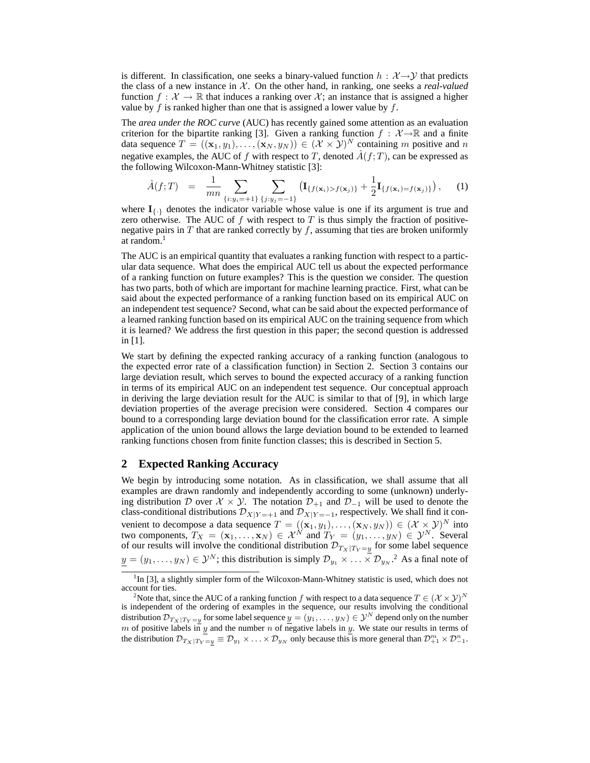is different. In classification, one seeks a binary-valued function $h : \mathcal{X} \rightarrow \mathcal{Y}$ that predicts the class of a new instance in $\mathcal{X}$. On the other hand, in ranking, one seeks a *real-valued* function $f : \mathcal{X} \rightarrow \mathbb{R}$ that induces a ranking over $\mathcal{X}$; an instance that is assigned a higher value by $f$ is ranked higher than one that is assigned a lower value by $f$.

The *area under the ROC curve* (AUC) has recently gained some attention as an evaluation criterion for the bipartite ranking [3]. Given a ranking function $f : \mathcal{X} \rightarrow \mathbb{R}$ and a finite data sequence $T = ((\mathbf{x}_1, y_1), \ldots, (\mathbf{x}_N, y_N)) \in (\mathcal{X} \times \mathcal{Y})^N$ containing $m$ positive and $n$ negative examples, the AUC of $f$ with respect to $T$, denoted $\hat{A}(f; T)$, can be expressed as the following Wilcoxon-Mann-Whitney statistic [3]:

$$\hat{A}(f;T) \;\; = \;\; \frac{1}{mn} \sum_{\{i:y_i=+1\}} \sum_{\{j:y_j=-1\}} \left( \mathbf{I}_{\{f(\mathbf{x}_i) > f(\mathbf{x}_j)\}} + \frac{1}{2} \mathbf{I}_{\{f(\mathbf{x}_i) = f(\mathbf{x}_j)\}} \right), \qquad (1)$$

where $\mathbf{I}_{\{\cdot\}}$ denotes the indicator variable whose value is one if its argument is true and zero otherwise. The AUC of $f$ with respect to $T$ is thus simply the fraction of positive-negative pairs in $T$ that are ranked correctly by $f$, assuming that ties are broken uniformly at random.[1]

The AUC is an empirical quantity that evaluates a ranking function with respect to a particular data sequence. What does the empirical AUC tell us about the expected performance of a ranking function on future examples? This is the question we consider. The question has two parts, both of which are important for machine learning practice. First, what can be said about the expected performance of a ranking function based on its empirical AUC on an independent test sequence? Second, what can be said about the expected performance of a learned ranking function based on its empirical AUC on the training sequence from which it is learned? We address the first question in this paper; the second question is addressed in [1].

We start by defining the expected ranking accuracy of a ranking function (analogous to the expected error rate of a classification function) in Section 2. Section 3 contains our large deviation result, which serves to bound the expected accuracy of a ranking function in terms of its empirical AUC on an independent test sequence. Our conceptual approach in deriving the large deviation result for the AUC is similar to that of [9], in which large deviation properties of the average precision were considered. Section 4 compares our bound to a corresponding large deviation bound for the classification error rate. A simple application of the union bound allows the large deviation bound to be extended to learned ranking functions chosen from finite function classes; this is described in Section 5.

## 2 Expected Ranking Accuracy

We begin by introducing some notation. As in classification, we shall assume that all examples are drawn randomly and independently according to some (unknown) underlying distribution $\mathcal{D}$ over $\mathcal{X} \times \mathcal{Y}$. The notation $\mathcal{D}_{+1}$ and $\mathcal{D}_{-1}$ will be used to denote the class-conditional distributions $\mathcal{D}_{X|Y=+1}$ and $\mathcal{D}_{X|Y=-1}$, respectively. We shall find it convenient to decompose a data sequence $T = ((\mathbf{x}_1, y_1), \ldots, (\mathbf{x}_N, y_N)) \in (\mathcal{X} \times \mathcal{Y})^N$ into two components, $T_X = (\mathbf{x}_1, \ldots, \mathbf{x}_N) \in \mathcal{X}^N$ and $T_Y = (y_1, \ldots, y_N) \in \mathcal{Y}^N$. Several of our results will involve the conditional distribution $\mathcal{D}_{T_X|T_Y=\underline{y}}$ for some label sequence $\underline{y} = (y_1, \ldots, y_N) \in \mathcal{Y}^N$; this distribution is simply $\mathcal{D}_{y_1} \times \ldots \times \mathcal{D}_{y_N}$.[2] As a final note of

[1] In [3], a slightly simpler form of the Wilcoxon-Mann-Whitney statistic is used, which does not account for ties.

[2] Note that, since the AUC of a ranking function $f$ with respect to a data sequence $T \in (\mathcal{X} \times \mathcal{Y})^N$ is independent of the ordering of examples in the sequence, our results involving the conditional distribution $\mathcal{D}_{T_X|T_Y=\underline{y}}$ for some label sequence $\underline{y} = (y_1, \ldots, y_N) \in \mathcal{Y}^N$ depend only on the number $m$ of positive labels in $\underline{y}$ and the number $n$ of negative labels in $\underline{y}$. We state our results in terms of the distribution $\mathcal{D}_{T_X|T_Y=\underline{y}} \equiv \mathcal{D}_{y_1} \times \ldots \times \mathcal{D}_{y_N}$ only because this is more general than $\mathcal{D}_{+1}^m \times \mathcal{D}_{-1}^n$.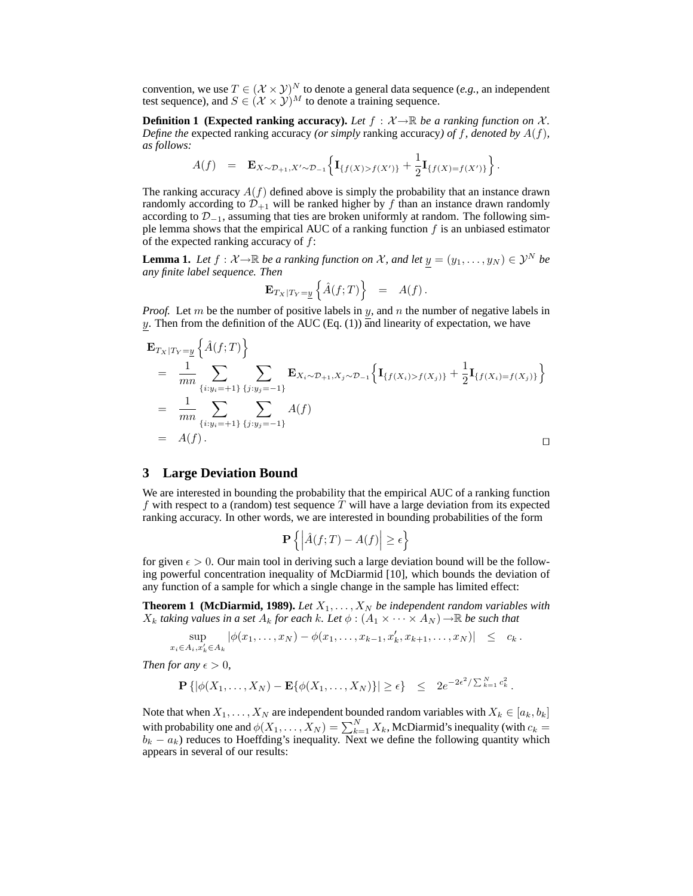convention, we use $T \in (\mathcal{X} \times \mathcal{Y})^N$ to denote a general data sequence (*e.g.*, an independent test sequence), and $S \in (\mathcal{X} \times \mathcal{Y})^M$ to denote a training sequence.

**Definition 1 (Expected ranking accuracy).** *Let $f : \mathcal{X} \to \mathbb{R}$ be a ranking function on $\mathcal{X}$. Define the* expected ranking accuracy *(or simply* ranking accuracy*) of $f$, denoted by $A(f)$, as follows:*

$$A(f) \quad = \quad \mathbf{E}_{X \sim \mathcal{D}_{+1}, X' \sim \mathcal{D}_{-1}} \Big\{ \mathbf{I}_{\{f(X) > f(X')\}} + \frac{1}{2} \mathbf{I}_{\{f(X) = f(X')\}} \Big\} .$$

The ranking accuracy $A(f)$ defined above is simply the probability that an instance drawn randomly according to $\mathcal{D}_{+1}$ will be ranked higher by $f$ than an instance drawn randomly according to $\mathcal{D}_{-1}$, assuming that ties are broken uniformly at random. The following simple lemma shows that the empirical AUC of a ranking function $f$ is an unbiased estimator of the expected ranking accuracy of $f$:

**Lemma 1.** *Let $f : \mathcal{X} \to \mathbb{R}$ be a ranking function on $\mathcal{X}$, and let $\underline{y} = (y_1, \ldots, y_N) \in \mathcal{Y}^N$ be any finite label sequence. Then*

$$\mathbf{E}_{T_X | T_Y = \underline{y}} \left\{ \hat{A}(f; T) \right\} \quad = \quad A(f) .$$

*Proof.* Let $m$ be the number of positive labels in $\underline{y}$, and $n$ the number of negative labels in $\underline{y}$. Then from the definition of the AUC (Eq. (1)) and linearity of expectation, we have

$$\begin{aligned}
&\mathbf{E}_{T_X | T_Y = \underline{y}} \left\{ \hat{A}(f; T) \right\} \\
&= \frac{1}{mn} \sum_{\{i : y_i = +1\}} \sum_{\{j : y_j = -1\}} \mathbf{E}_{X_i \sim \mathcal{D}_{+1}, X_j \sim \mathcal{D}_{-1}} \Big\{ \mathbf{I}_{\{f(X_i) > f(X_j)\}} + \frac{1}{2} \mathbf{I}_{\{f(X_i) = f(X_j)\}} \Big\} \\
&= \frac{1}{mn} \sum_{\{i : y_i = +1\}} \sum_{\{j : y_j = -1\}} A(f) \\
&= A(f) .
\end{aligned}$$

$\square$

## 3 Large Deviation Bound

We are interested in bounding the probability that the empirical AUC of a ranking function $f$ with respect to a (random) test sequence $T$ will have a large deviation from its expected ranking accuracy. In other words, we are interested in bounding probabilities of the form

$$\mathbf{P} \left\{ \left| \hat{A}(f; T) - A(f) \right| \geq \epsilon \right\}$$

for given $\epsilon > 0$. Our main tool in deriving such a large deviation bound will be the following powerful concentration inequality of McDiarmid [10], which bounds the deviation of any function of a sample for which a single change in the sample has limited effect:

**Theorem 1 (McDiarmid, 1989).** *Let $X_1, \ldots, X_N$ be independent random variables with $X_k$ taking values in a set $A_k$ for each $k$. Let $\phi : (A_1 \times \cdots \times A_N) \to \mathbb{R}$ be such that*

$$\sup_{x_i \in A_i, x'_k \in A_k} |\phi(x_1, \ldots, x_N) - \phi(x_1, \ldots, x_{k-1}, x'_k, x_{k+1}, \ldots, x_N)| \quad \leq \quad c_k .$$

*Then for any $\epsilon > 0$,*

$$\mathbf{P} \left\{ |\phi(X_1, \ldots, X_N) - \mathbf{E}\{\phi(X_1, \ldots, X_N)\}| \geq \epsilon \right\} \quad \leq \quad 2e^{-2\epsilon^2 / \sum_{k=1}^N c_k^2} .$$

Note that when $X_1, \ldots, X_N$ are independent bounded random variables with $X_k \in [a_k, b_k]$ with probability one and $\phi(X_1, \ldots, X_N) = \sum_{k=1}^N X_k$, McDiarmid's inequality (with $c_k = b_k - a_k$) reduces to Hoeffding's inequality. Next we define the following quantity which appears in several of our results: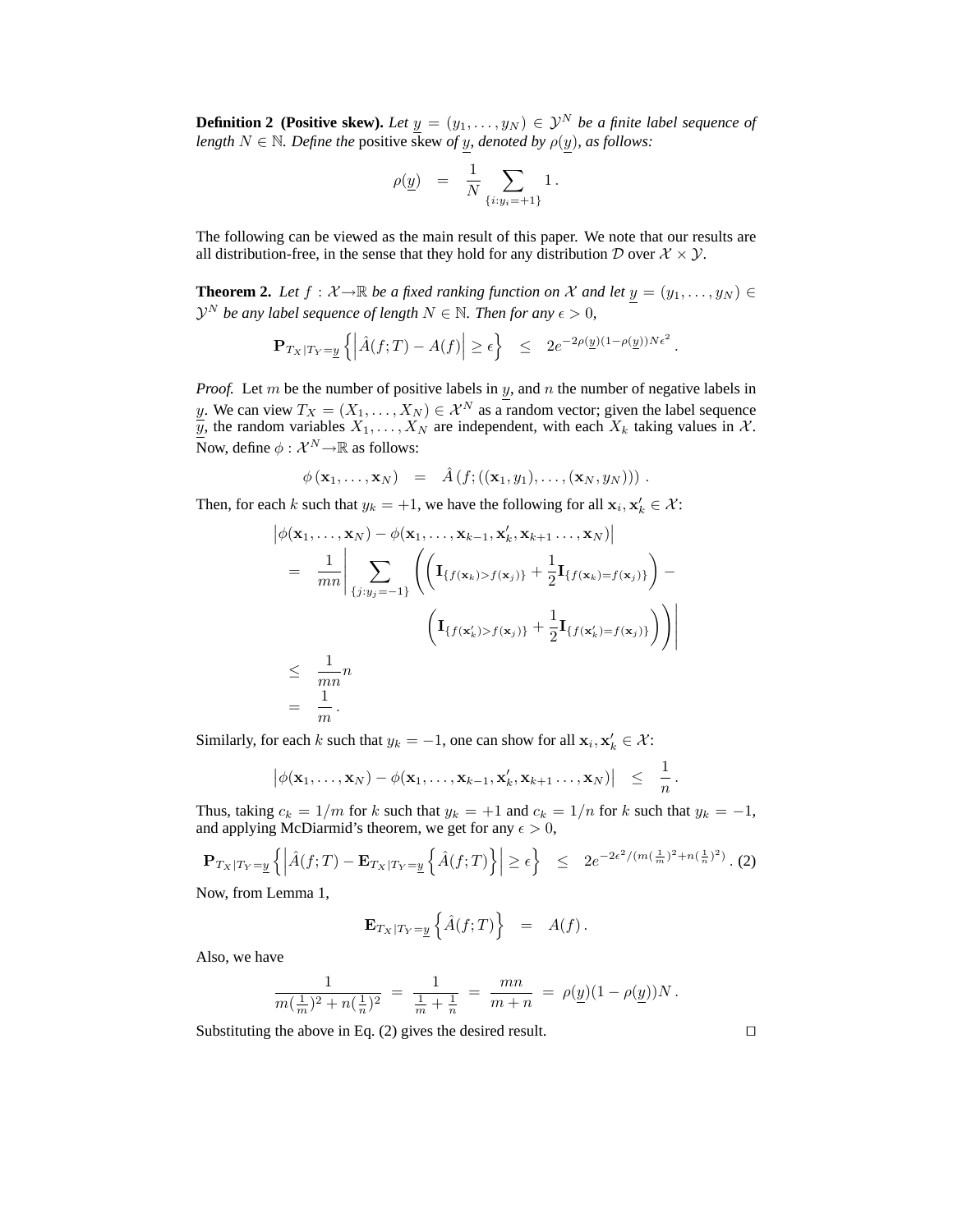**Definition 2 (Positive skew).** *Let $\underline{y} = (y_1, \ldots, y_N) \in \mathcal{Y}^N$ be a finite label sequence of length $N \in \mathbb{N}$. Define the* positive skew *of $\underline{y}$, denoted by $\rho(\underline{y})$, as follows:*

$$\rho(\underline{y}) \quad = \quad \frac{1}{N} \sum_{\{i : y_i = +1\}} 1 \, .$$

The following can be viewed as the main result of this paper. We note that our results are all distribution-free, in the sense that they hold for any distribution $\mathcal{D}$ over $\mathcal{X} \times \mathcal{Y}$.

**Theorem 2.** *Let $f : \mathcal{X} \rightarrow \mathbb{R}$ be a fixed ranking function on $\mathcal{X}$ and let $\underline{y} = (y_1, \ldots, y_N) \in \mathcal{Y}^N$ be any label sequence of length $N \in \mathbb{N}$. Then for any $\epsilon > 0$,*

$$\mathbf{P}_{T_X | T_Y = \underline{y}} \left\{ \left| \hat{A}(f;T) - A(f) \right| \geq \epsilon \right\} \quad \leq \quad 2e^{-2\rho(\underline{y})(1-\rho(\underline{y}))N\epsilon^2} \, .$$

*Proof.* Let $m$ be the number of positive labels in $\underline{y}$, and $n$ the number of negative labels in $\underline{y}$. We can view $T_X = (X_1, \ldots, X_N) \in \mathcal{X}^N$ as a random vector; given the label sequence $\underline{y}$, the random variables $X_1, \ldots, X_N$ are independent, with each $X_k$ taking values in $\mathcal{X}$. Now, define $\phi : \mathcal{X}^N \rightarrow \mathbb{R}$ as follows:

$$\phi\left(\mathbf{x}_1, \ldots, \mathbf{x}_N\right) \quad = \quad \hat{A}\left(f; ((\mathbf{x}_1, y_1), \ldots, (\mathbf{x}_N, y_N))\right) \, .$$

Then, for each $k$ such that $y_k = +1$, we have the following for all $\mathbf{x}_i, \mathbf{x}'_k \in \mathcal{X}$:

$$\begin{aligned}
&\left|\phi(\mathbf{x}_1, \ldots, \mathbf{x}_N) - \phi(\mathbf{x}_1, \ldots, \mathbf{x}_{k-1}, \mathbf{x}'_k, \mathbf{x}_{k+1} \ldots, \mathbf{x}_N)\right| \\
&\quad = \quad \frac{1}{mn} \left| \sum_{\{j : y_j = -1\}} \left( \left( \mathbf{I}_{\{f(\mathbf{x}_k) > f(\mathbf{x}_j)\}} + \frac{1}{2} \mathbf{I}_{\{f(\mathbf{x}_k) = f(\mathbf{x}_j)\}} \right) - \right. \right. \\
&\qquad\qquad\qquad\qquad \left. \left. \left( \mathbf{I}_{\{f(\mathbf{x}'_k) > f(\mathbf{x}_j)\}} + \frac{1}{2} \mathbf{I}_{\{f(\mathbf{x}'_k) = f(\mathbf{x}_j)\}} \right) \right) \right| \\
&\quad \leq \quad \frac{1}{mn} n \\
&\quad = \quad \frac{1}{m} \, .
\end{aligned}$$

Similarly, for each $k$ such that $y_k = -1$, one can show for all $\mathbf{x}_i, \mathbf{x}'_k \in \mathcal{X}$:

$$\left|\phi(\mathbf{x}_1, \ldots, \mathbf{x}_N) - \phi(\mathbf{x}_1, \ldots, \mathbf{x}_{k-1}, \mathbf{x}'_k, \mathbf{x}_{k+1} \ldots, \mathbf{x}_N)\right| \quad \leq \quad \frac{1}{n} \, .$$

Thus, taking $c_k = 1/m$ for $k$ such that $y_k = +1$ and $c_k = 1/n$ for $k$ such that $y_k = -1$, and applying McDiarmid's theorem, we get for any $\epsilon > 0$,

$$\mathbf{P}_{T_X | T_Y = \underline{y}} \left\{ \left| \hat{A}(f;T) - \mathbf{E}_{T_X | T_Y = \underline{y}} \left\{ \hat{A}(f;T) \right\} \right| \geq \epsilon \right\} \quad \leq \quad 2e^{-2\epsilon^2 / (m(\frac{1}{m})^2 + n(\frac{1}{n})^2)} \, . \tag{2}$$

Now, from Lemma 1,

$$\mathbf{E}_{T_X | T_Y = \underline{y}} \left\{ \hat{A}(f;T) \right\} \quad = \quad A(f) \, .$$

Also, we have

$$\frac{1}{m(\frac{1}{m})^2 + n(\frac{1}{n})^2} \; = \; \frac{1}{\frac{1}{m} + \frac{1}{n}} \; = \; \frac{mn}{m+n} \; = \; \rho(\underline{y})(1 - \rho(\underline{y}))N \, .$$

Substituting the above in Eq. (2) gives the desired result. $\square$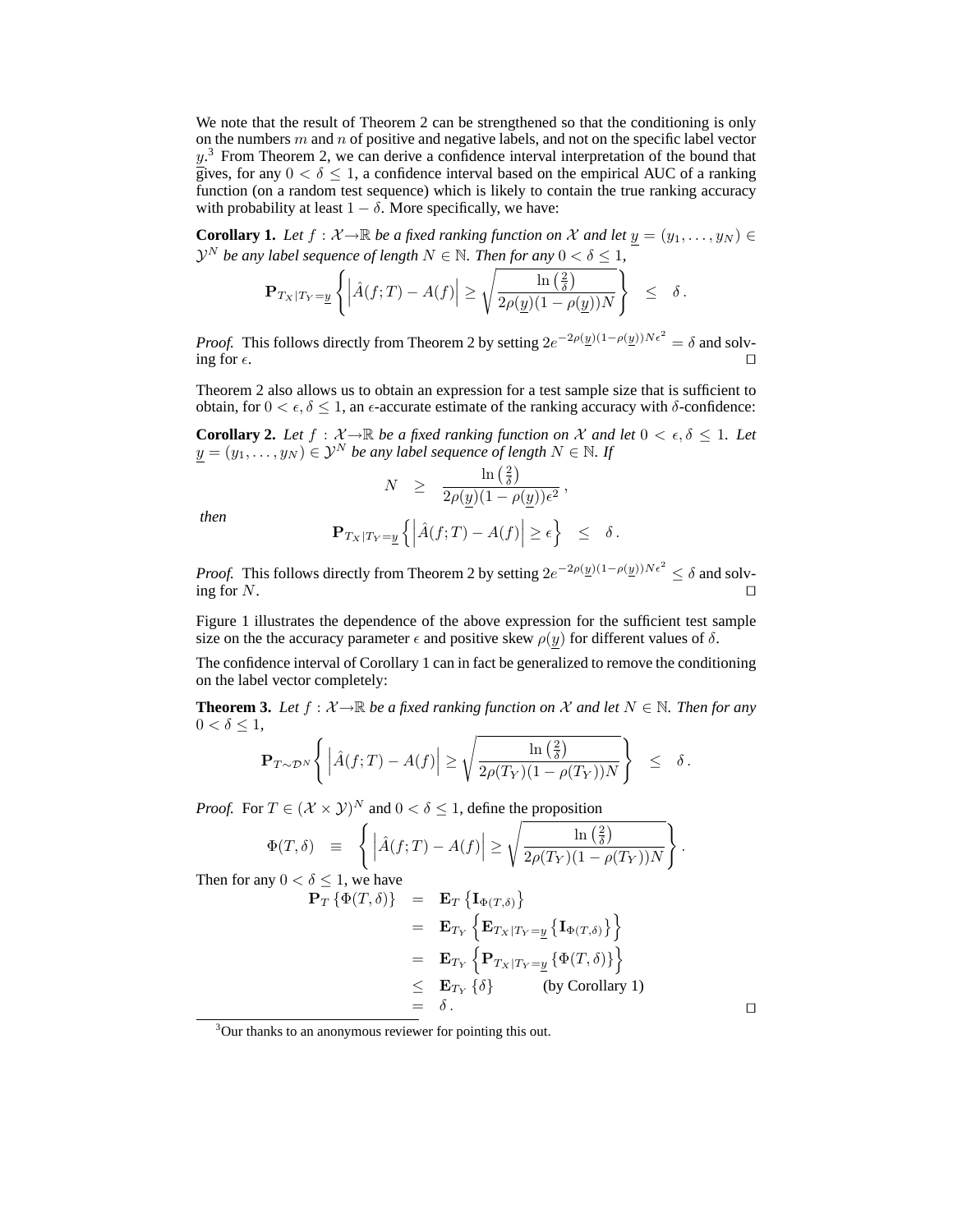We note that the result of Theorem 2 can be strengthened so that the conditioning is only on the numbers $m$ and $n$ of positive and negative labels, and not on the specific label vector $\underline{y}$.[3] From Theorem 2, we can derive a confidence interval interpretation of the bound that gives, for any $0 < \delta \leq 1$, a confidence interval based on the empirical AUC of a ranking function (on a random test sequence) which is likely to contain the true ranking accuracy with probability at least $1 - \delta$. More specifically, we have:

**Corollary 1.** *Let $f : \mathcal{X} \to \mathbb{R}$ be a fixed ranking function on $\mathcal{X}$ and let $\underline{y} = (y_1, \ldots, y_N) \in \mathcal{Y}^N$ be any label sequence of length $N \in \mathbb{N}$. Then for any $0 < \delta \leq 1$,*

$$\mathbf{P}_{T_X|T_Y=\underline{y}} \left\{ \left| \hat{A}(f;T) - A(f) \right| \geq \sqrt{\frac{\ln\left(\frac{2}{\delta}\right)}{2\rho(\underline{y})(1-\rho(\underline{y}))N}} \right\} \quad \leq \quad \delta\,.$$

*Proof.* This follows directly from Theorem 2 by setting $2e^{-2\rho(\underline{y})(1-\rho(\underline{y}))N\epsilon^2} = \delta$ and solving for $\epsilon$. $\square$

Theorem 2 also allows us to obtain an expression for a test sample size that is sufficient to obtain, for $0 < \epsilon, \delta \leq 1$, an $\epsilon$-accurate estimate of the ranking accuracy with $\delta$-confidence:

**Corollary 2.** *Let $f : \mathcal{X} \to \mathbb{R}$ be a fixed ranking function on $\mathcal{X}$ and let $0 < \epsilon, \delta \leq 1$. Let $\underline{y} = (y_1, \ldots, y_N) \in \mathcal{Y}^N$ be any label sequence of length $N \in \mathbb{N}$. If*

$$N \quad \geq \quad \frac{\ln\left(\frac{2}{\delta}\right)}{2\rho(\underline{y})(1-\rho(\underline{y}))\epsilon^2}\,,$$

*then*

$$\mathbf{P}_{T_X|T_Y=\underline{y}} \left\{ \left| \hat{A}(f;T) - A(f) \right| \geq \epsilon \right\} \quad \leq \quad \delta\,.$$

*Proof.* This follows directly from Theorem 2 by setting $2e^{-2\rho(\underline{y})(1-\rho(\underline{y}))N\epsilon^2} \leq \delta$ and solving for $N$. $\square$

Figure 1 illustrates the dependence of the above expression for the sufficient test sample size on the the accuracy parameter $\epsilon$ and positive skew $\rho(\underline{y})$ for different values of $\delta$.

The confidence interval of Corollary 1 can in fact be generalized to remove the conditioning on the label vector completely:

**Theorem 3.** *Let $f : \mathcal{X} \to \mathbb{R}$ be a fixed ranking function on $\mathcal{X}$ and let $N \in \mathbb{N}$. Then for any $0 < \delta \leq 1$,*

$$\mathbf{P}_{T \sim \mathcal{D}^N} \left\{ \left| \hat{A}(f;T) - A(f) \right| \geq \sqrt{\frac{\ln\left(\frac{2}{\delta}\right)}{2\rho(T_Y)(1-\rho(T_Y))N}} \right\} \quad \leq \quad \delta\,.$$

*Proof.* For $T \in (\mathcal{X} \times \mathcal{Y})^N$ and $0 < \delta \leq 1$, define the proposition

$$\Phi(T,\delta) \quad \equiv \quad \left\{ \left| \hat{A}(f;T) - A(f) \right| \geq \sqrt{\frac{\ln\left(\frac{2}{\delta}\right)}{2\rho(T_Y)(1-\rho(T_Y))N}} \right\}.$$

Then for any $0 < \delta \leq 1$, we have

$$\begin{aligned}
\mathbf{P}_T \left\{ \Phi(T,\delta) \right\} &= \mathbf{E}_T \left\{ \mathbf{I}_{\Phi(T,\delta)} \right\} \\
&= \mathbf{E}_{T_Y} \left\{ \mathbf{E}_{T_X|T_Y=\underline{y}} \left\{ \mathbf{I}_{\Phi(T,\delta)} \right\} \right\} \\
&= \mathbf{E}_{T_Y} \left\{ \mathbf{P}_{T_X|T_Y=\underline{y}} \left\{ \Phi(T,\delta) \right\} \right\} \\
&\leq \mathbf{E}_{T_Y} \left\{ \delta \right\} \qquad \text{(by Corollary 1)} \\
&= \delta\,.
\end{aligned}$$

$\square$

[3] Our thanks to an anonymous reviewer for pointing this out.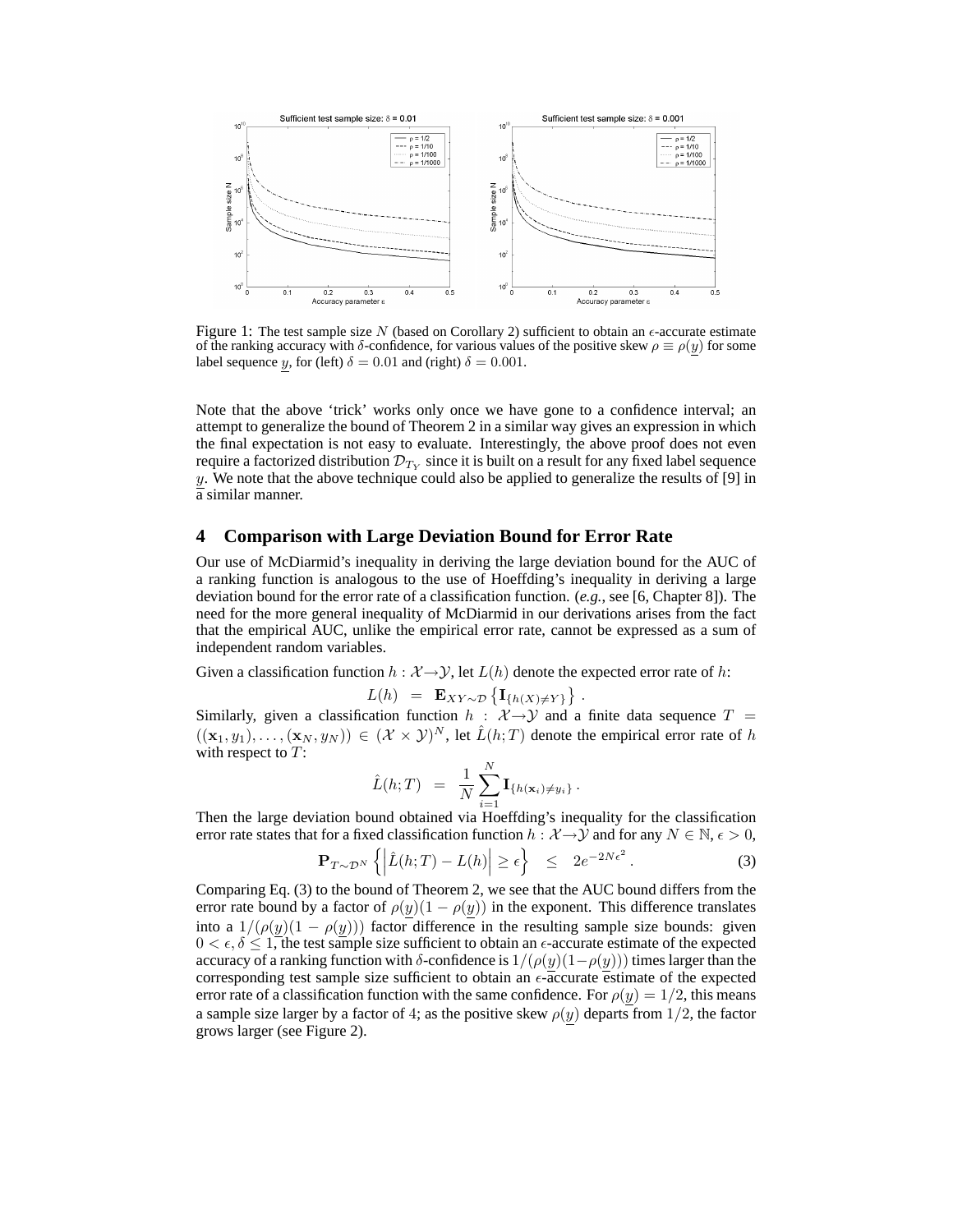Figure 1: The test sample size $N$ (based on Corollary 2) sufficient to obtain an $\epsilon$-accurate estimate of the ranking accuracy with $\delta$-confidence, for various values of the positive skew $\rho \equiv \rho(\underline{y})$ for some label sequence $\underline{y}$, for (left) $\delta = 0.01$ and (right) $\delta = 0.001$.

Note that the above 'trick' works only once we have gone to a confidence interval; an attempt to generalize the bound of Theorem 2 in a similar way gives an expression in which the final expectation is not easy to evaluate. Interestingly, the above proof does not even require a factorized distribution $\mathcal{D}_{T_Y}$ since it is built on a result for any fixed label sequence $\underline{y}$. We note that the above technique could also be applied to generalize the results of [9] in a similar manner.

## 4 Comparison with Large Deviation Bound for Error Rate

Our use of McDiarmid's inequality in deriving the large deviation bound for the AUC of a ranking function is analogous to the use of Hoeffding's inequality in deriving a large deviation bound for the error rate of a classification function. (*e.g.*, see [6, Chapter 8]). The need for the more general inequality of McDiarmid in our derivations arises from the fact that the empirical AUC, unlike the empirical error rate, cannot be expressed as a sum of independent random variables.

Given a classification function $h : \mathcal{X} \rightarrow \mathcal{Y}$, let $L(h)$ denote the expected error rate of $h$:

$$L(h) \;=\; \mathbf{E}_{XY \sim \mathcal{D}} \left\{ \mathbf{I}_{\{h(X) \neq Y\}} \right\} .$$

Similarly, given a classification function $h : \mathcal{X} \rightarrow \mathcal{Y}$ and a finite data sequence $T = ((\mathbf{x}_1, y_1), \ldots, (\mathbf{x}_N, y_N)) \in (\mathcal{X} \times \mathcal{Y})^N$, let $\hat{L}(h; T)$ denote the empirical error rate of $h$ with respect to $T$:

$$\hat{L}(h; T) \;=\; \frac{1}{N} \sum_{i=1}^{N} \mathbf{I}_{\{h(\mathbf{x}_i) \neq y_i\}} .$$

Then the large deviation bound obtained via Hoeffding's inequality for the classification error rate states that for a fixed classification function $h : \mathcal{X} \rightarrow \mathcal{Y}$ and for any $N \in \mathbb{N}$, $\epsilon > 0$,

$$\mathbf{P}_{T \sim \mathcal{D}^N} \left\{ \left| \hat{L}(h; T) - L(h) \right| \geq \epsilon \right\} \quad \leq \quad 2e^{-2N\epsilon^2} . \tag{3}$$

Comparing Eq. (3) to the bound of Theorem 2, we see that the AUC bound differs from the error rate bound by a factor of $\rho(\underline{y})(1 - \rho(\underline{y}))$ in the exponent. This difference translates into a $1/(\rho(\underline{y})(1 - \rho(\underline{y})))$ factor difference in the resulting sample size bounds: given $0 < \epsilon, \delta \leq 1$, the test sample size sufficient to obtain an $\epsilon$-accurate estimate of the expected accuracy of a ranking function with $\delta$-confidence is $1/(\rho(\underline{y})(1 - \rho(\underline{y})))$ times larger than the corresponding test sample size sufficient to obtain an $\epsilon$-accurate estimate of the expected error rate of a classification function with the same confidence. For $\rho(\underline{y}) = 1/2$, this means a sample size larger by a factor of 4; as the positive skew $\rho(\underline{y})$ departs from $1/2$, the factor grows larger (see Figure 2).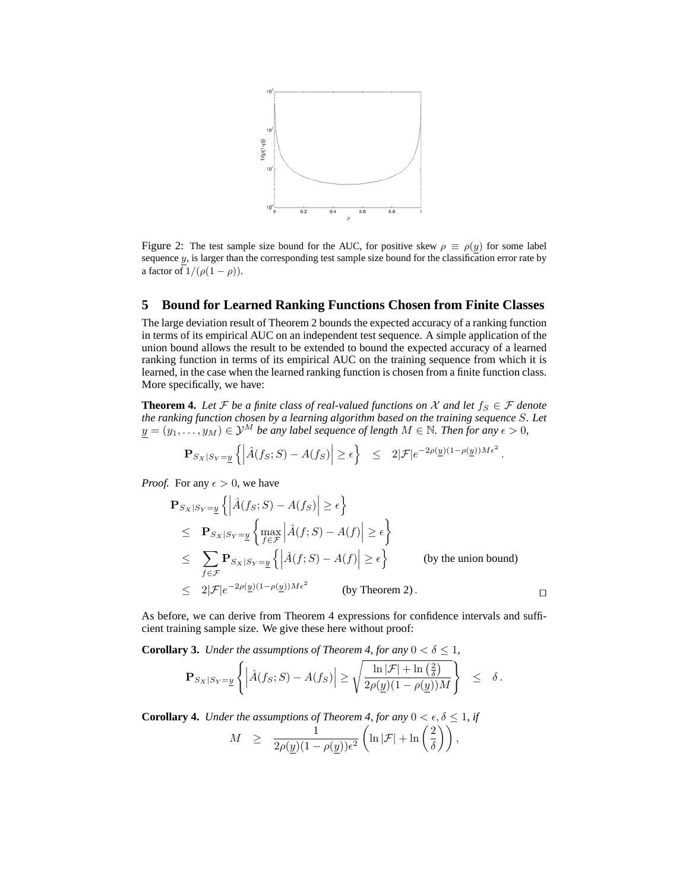Figure 2: The test sample size bound for the AUC, for positive skew $\rho \equiv \rho(\underline{y})$ for some label sequence $\underline{y}$, is larger than the corresponding test sample size bound for the classification error rate by a factor of $1/(\rho(1-\rho))$.

## 5 Bound for Learned Ranking Functions Chosen from Finite Classes

The large deviation result of Theorem 2 bounds the expected accuracy of a ranking function in terms of its empirical AUC on an independent test sequence. A simple application of the union bound allows the result to be extended to bound the expected accuracy of a learned ranking function in terms of its empirical AUC on the training sequence from which it is learned, in the case when the learned ranking function is chosen from a finite function class. More specifically, we have:

**Theorem 4.** *Let $\mathcal{F}$ be a finite class of real-valued functions on $\mathcal{X}$ and let $f_S \in \mathcal{F}$ denote the ranking function chosen by a learning algorithm based on the training sequence $S$. Let $\underline{y} = (y_1, \ldots, y_M) \in \mathcal{Y}^M$ be any label sequence of length $M \in \mathbb{N}$. Then for any $\epsilon > 0$,*

$$\mathbf{P}_{S_X|S_Y=\underline{y}} \left\{ \left| \hat{A}(f_S; S) - A(f_S) \right| \geq \epsilon \right\} \quad \leq \quad 2|\mathcal{F}| e^{-2\rho(\underline{y})(1-\rho(\underline{y}))M\epsilon^2} .$$

*Proof.* For any $\epsilon > 0$, we have

$$\begin{aligned}
&\mathbf{P}_{S_X|S_Y=\underline{y}} \left\{ \left| \hat{A}(f_S; S) - A(f_S) \right| \geq \epsilon \right\} \\
&\leq \quad \mathbf{P}_{S_X|S_Y=\underline{y}} \left\{ \max_{f \in \mathcal{F}} \left| \hat{A}(f; S) - A(f) \right| \geq \epsilon \right\} \\
&\leq \quad \sum_{f \in \mathcal{F}} \mathbf{P}_{S_X|S_Y=\underline{y}} \left\{ \left| \hat{A}(f; S) - A(f) \right| \geq \epsilon \right\} \qquad \text{(by the union bound)} \\
&\leq \quad 2|\mathcal{F}| e^{-2\rho(\underline{y})(1-\rho(\underline{y}))M\epsilon^2} \qquad \text{(by Theorem 2)} .
\end{aligned}$$

□

As before, we can derive from Theorem 4 expressions for confidence intervals and sufficient training sample size. We give these here without proof:

**Corollary 3.** *Under the assumptions of Theorem 4, for any $0 < \delta \leq 1$,*

$$\mathbf{P}_{S_X|S_Y=\underline{y}} \left\{ \left| \hat{A}(f_S; S) - A(f_S) \right| \geq \sqrt{\frac{\ln|\mathcal{F}| + \ln\left(\frac{2}{\delta}\right)}{2\rho(\underline{y})(1-\rho(\underline{y}))M}} \right\} \quad \leq \quad \delta .$$

**Corollary 4.** *Under the assumptions of Theorem 4, for any $0 < \epsilon, \delta \leq 1$, if*

$$M \quad \geq \quad \frac{1}{2\rho(\underline{y})(1-\rho(\underline{y}))\epsilon^2} \left( \ln|\mathcal{F}| + \ln\left(\frac{2}{\delta}\right) \right),$$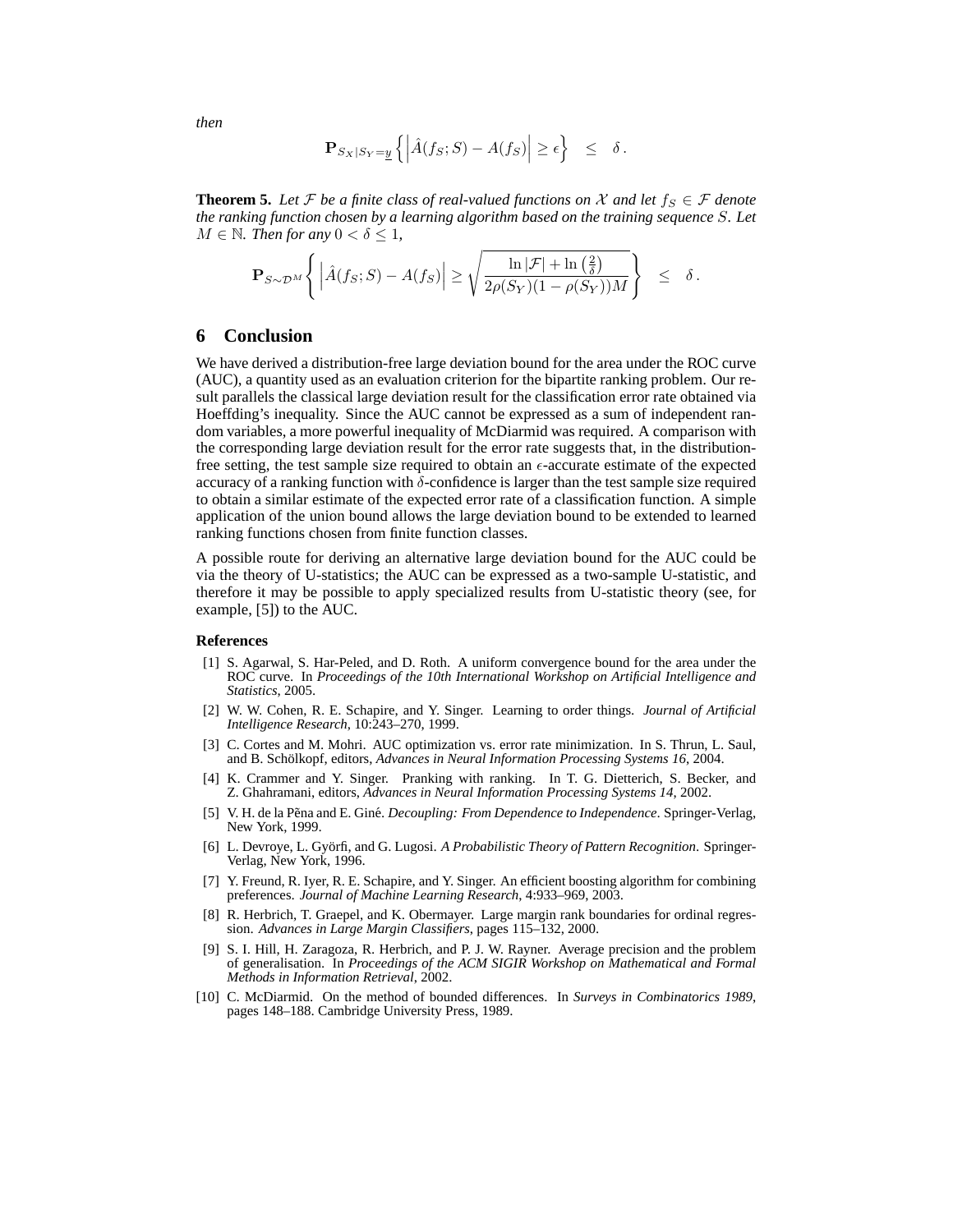*then*

$$\mathbf{P}_{S_X|S_Y=\underline{y}}\left\{\left|\hat{A}(f_S;S)-A(f_S)\right|\geq\epsilon\right\}\quad\leq\quad\delta\,.$$

**Theorem 5.** *Let $\mathcal{F}$ be a finite class of real-valued functions on $\mathcal{X}$ and let $f_S \in \mathcal{F}$ denote the ranking function chosen by a learning algorithm based on the training sequence $S$. Let $M \in \mathbb{N}$. Then for any $0 < \delta \leq 1$,*

$$\mathbf{P}_{S\sim\mathcal{D}^M}\left\{\left|\hat{A}(f_S;S)-A(f_S)\right|\geq\sqrt{\frac{\ln|\mathcal{F}|+\ln\left(\frac{2}{\delta}\right)}{2\rho(S_Y)(1-\rho(S_Y))M}}\right\}\quad\leq\quad\delta\,.$$

## 6 Conclusion

We have derived a distribution-free large deviation bound for the area under the ROC curve (AUC), a quantity used as an evaluation criterion for the bipartite ranking problem. Our result parallels the classical large deviation result for the classification error rate obtained via Hoeffding's inequality. Since the AUC cannot be expressed as a sum of independent random variables, a more powerful inequality of McDiarmid was required. A comparison with the corresponding large deviation result for the error rate suggests that, in the distribution-free setting, the test sample size required to obtain an $\epsilon$-accurate estimate of the expected accuracy of a ranking function with $\delta$-confidence is larger than the test sample size required to obtain a similar estimate of the expected error rate of a classification function. A simple application of the union bound allows the large deviation bound to be extended to learned ranking functions chosen from finite function classes.

A possible route for deriving an alternative large deviation bound for the AUC could be via the theory of U-statistics; the AUC can be expressed as a two-sample U-statistic, and therefore it may be possible to apply specialized results from U-statistic theory (see, for example, [5]) to the AUC.

### References

[1] S. Agarwal, S. Har-Peled, and D. Roth. A uniform convergence bound for the area under the ROC curve. In *Proceedings of the 10th International Workshop on Artificial Intelligence and Statistics*, 2005.

[2] W. W. Cohen, R. E. Schapire, and Y. Singer. Learning to order things. *Journal of Artificial Intelligence Research*, 10:243–270, 1999.

[3] C. Cortes and M. Mohri. AUC optimization vs. error rate minimization. In S. Thrun, L. Saul, and B. Schölkopf, editors, *Advances in Neural Information Processing Systems 16*, 2004.

[4] K. Crammer and Y. Singer. Pranking with ranking. In T. G. Dietterich, S. Becker, and Z. Ghahramani, editors, *Advances in Neural Information Processing Systems 14*, 2002.

[5] V. H. de la Pĕna and E. Giné. *Decoupling: From Dependence to Independence*. Springer-Verlag, New York, 1999.

[6] L. Devroye, L. Györfi, and G. Lugosi. *A Probabilistic Theory of Pattern Recognition*. Springer-Verlag, New York, 1996.

[7] Y. Freund, R. Iyer, R. E. Schapire, and Y. Singer. An efficient boosting algorithm for combining preferences. *Journal of Machine Learning Research*, 4:933–969, 2003.

[8] R. Herbrich, T. Graepel, and K. Obermayer. Large margin rank boundaries for ordinal regression. *Advances in Large Margin Classifiers*, pages 115–132, 2000.

[9] S. I. Hill, H. Zaragoza, R. Herbrich, and P. J. W. Rayner. Average precision and the problem of generalisation. In *Proceedings of the ACM SIGIR Workshop on Mathematical and Formal Methods in Information Retrieval*, 2002.

[10] C. McDiarmid. On the method of bounded differences. In *Surveys in Combinatorics 1989*, pages 148–188. Cambridge University Press, 1989.